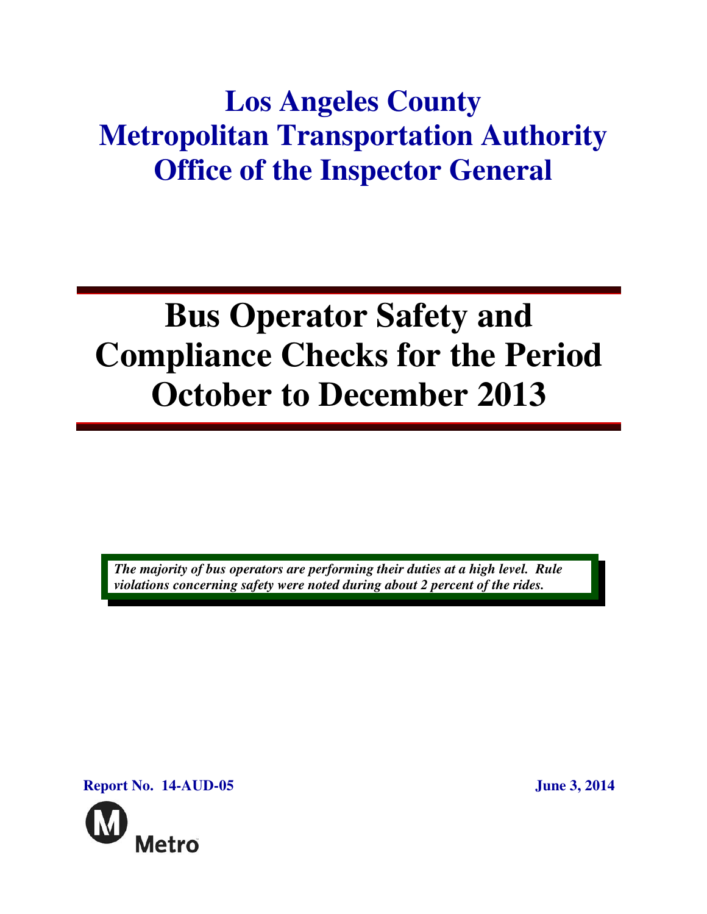# Los Angeles County Metropolitan Transportation Authority Office of the Inspector General

# Bus Operator Safety and Compliance Checks for the Period October to December 2013

***The majority of bus operators are performing their duties at a high level. Rule violations concerning safety were noted during about 2 percent of the rides.***

**Report No. 14-AUD-05**

**June 3, 2014**

Metro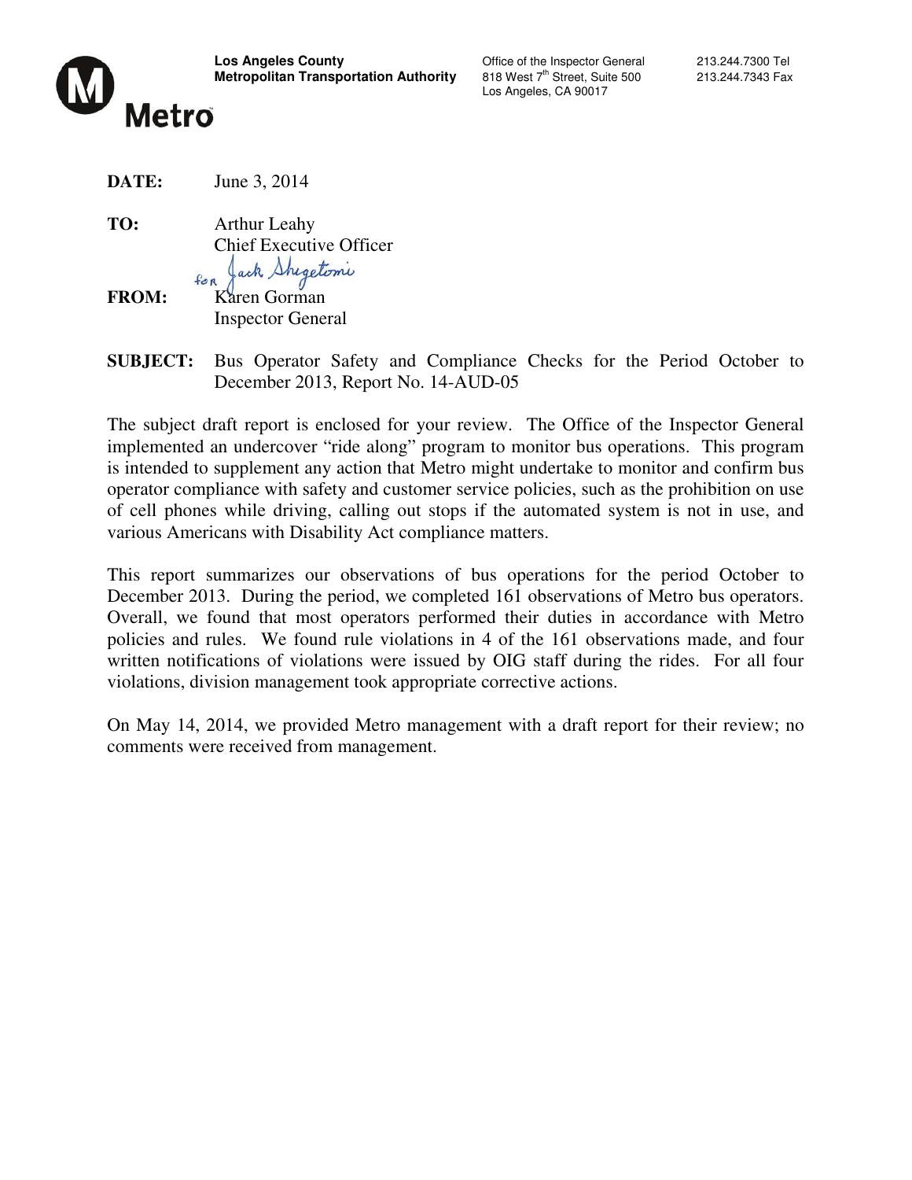**Los Angeles County Metropolitan Transportation Authority**

Office of the Inspector General
818 West 7th Street, Suite 500
Los Angeles, CA 90017

213.244.7300 Tel
213.244.7343 Fax

Metro

**DATE:** June 3, 2014

**TO:** Arthur Leahy
Chief Executive Officer

for Jack Shigetomi

**FROM:** Karen Gorman
Inspector General

**SUBJECT:** Bus Operator Safety and Compliance Checks for the Period October to December 2013, Report No. 14-AUD-05

The subject draft report is enclosed for your review. The Office of the Inspector General implemented an undercover "ride along" program to monitor bus operations. This program is intended to supplement any action that Metro might undertake to monitor and confirm bus operator compliance with safety and customer service policies, such as the prohibition on use of cell phones while driving, calling out stops if the automated system is not in use, and various Americans with Disability Act compliance matters.

This report summarizes our observations of bus operations for the period October to December 2013. During the period, we completed 161 observations of Metro bus operators. Overall, we found that most operators performed their duties in accordance with Metro policies and rules. We found rule violations in 4 of the 161 observations made, and four written notifications of violations were issued by OIG staff during the rides. For all four violations, division management took appropriate corrective actions.

On May 14, 2014, we provided Metro management with a draft report for their review; no comments were received from management.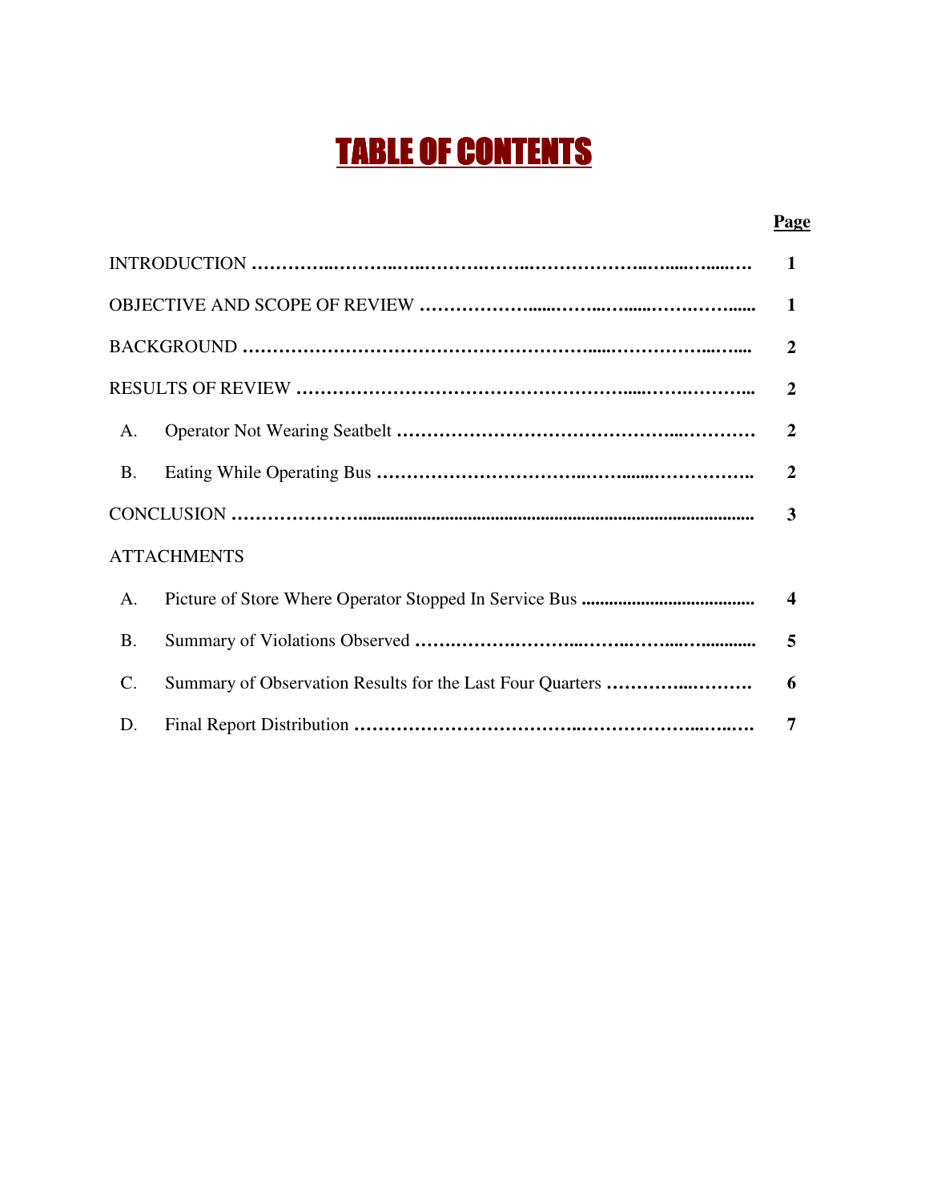# TABLE OF CONTENTS

| | | Page |
|---|---|---|
| INTRODUCTION | | 1 |
| OBJECTIVE AND SCOPE OF REVIEW | | 1 |
| BACKGROUND | | 2 |
| RESULTS OF REVIEW | | 2 |
| A. | Operator Not Wearing Seatbelt | 2 |
| B. | Eating While Operating Bus | 2 |
| CONCLUSION | | 3 |
| ATTACHMENTS | | |
| A. | Picture of Store Where Operator Stopped In Service Bus | 4 |
| B. | Summary of Violations Observed | 5 |
| C. | Summary of Observation Results for the Last Four Quarters | 6 |
| D. | Final Report Distribution | 7 |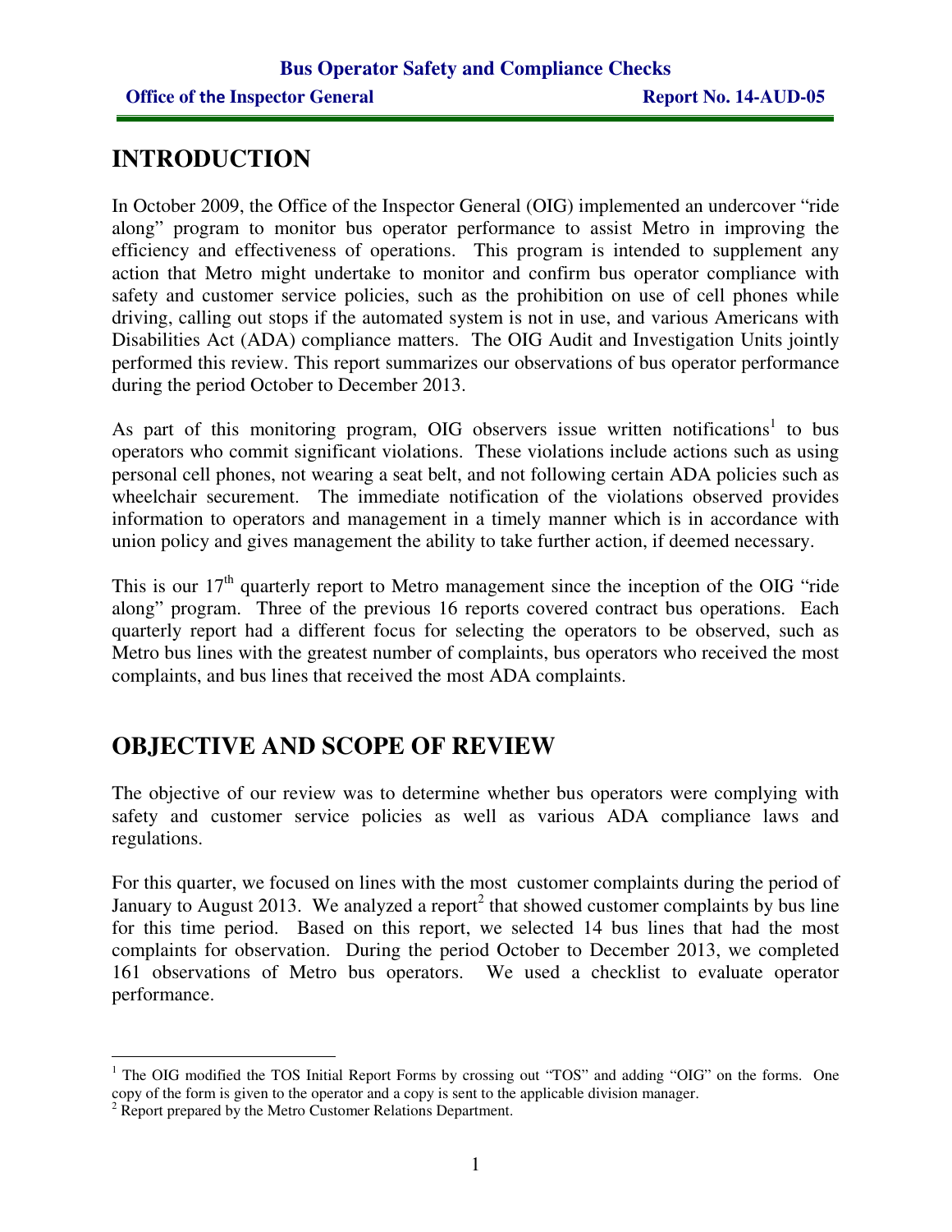# INTRODUCTION

In October 2009, the Office of the Inspector General (OIG) implemented an undercover "ride along" program to monitor bus operator performance to assist Metro in improving the efficiency and effectiveness of operations. This program is intended to supplement any action that Metro might undertake to monitor and confirm bus operator compliance with safety and customer service policies, such as the prohibition on use of cell phones while driving, calling out stops if the automated system is not in use, and various Americans with Disabilities Act (ADA) compliance matters. The OIG Audit and Investigation Units jointly performed this review. This report summarizes our observations of bus operator performance during the period October to December 2013.

As part of this monitoring program, OIG observers issue written notifications[1] to bus operators who commit significant violations. These violations include actions such as using personal cell phones, not wearing a seat belt, and not following certain ADA policies such as wheelchair securement. The immediate notification of the violations observed provides information to operators and management in a timely manner which is in accordance with union policy and gives management the ability to take further action, if deemed necessary.

This is our 17th quarterly report to Metro management since the inception of the OIG "ride along" program. Three of the previous 16 reports covered contract bus operations. Each quarterly report had a different focus for selecting the operators to be observed, such as Metro bus lines with the greatest number of complaints, bus operators who received the most complaints, and bus lines that received the most ADA complaints.

# OBJECTIVE AND SCOPE OF REVIEW

The objective of our review was to determine whether bus operators were complying with safety and customer service policies as well as various ADA compliance laws and regulations.

For this quarter, we focused on lines with the most customer complaints during the period of January to August 2013. We analyzed a report[2] that showed customer complaints by bus line for this time period. Based on this report, we selected 14 bus lines that had the most complaints for observation. During the period October to December 2013, we completed 161 observations of Metro bus operators. We used a checklist to evaluate operator performance.

---

[1] The OIG modified the TOS Initial Report Forms by crossing out "TOS" and adding "OIG" on the forms. One copy of the form is given to the operator and a copy is sent to the applicable division manager.

[2] Report prepared by the Metro Customer Relations Department.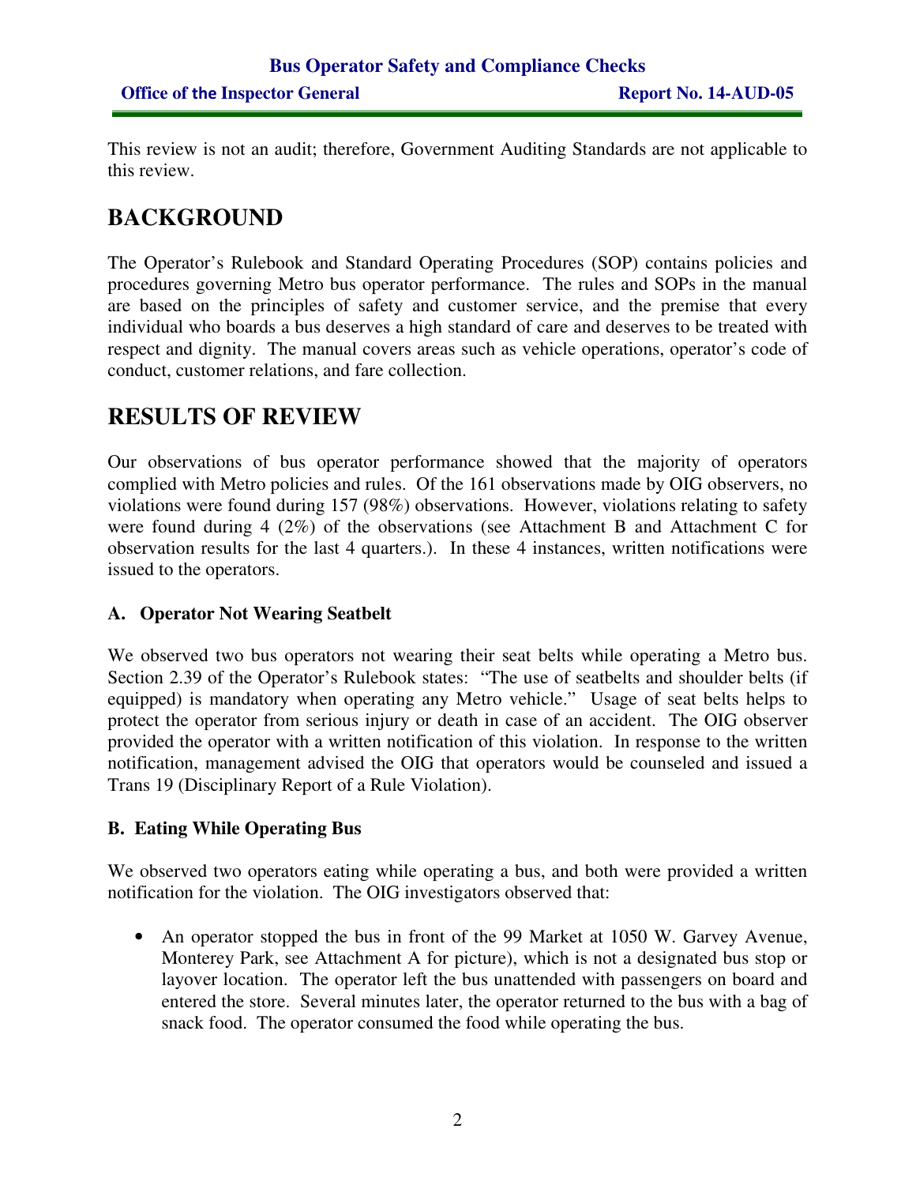This review is not an audit; therefore, Government Auditing Standards are not applicable to this review.

# BACKGROUND

The Operator's Rulebook and Standard Operating Procedures (SOP) contains policies and procedures governing Metro bus operator performance. The rules and SOPs in the manual are based on the principles of safety and customer service, and the premise that every individual who boards a bus deserves a high standard of care and deserves to be treated with respect and dignity. The manual covers areas such as vehicle operations, operator's code of conduct, customer relations, and fare collection.

# RESULTS OF REVIEW

Our observations of bus operator performance showed that the majority of operators complied with Metro policies and rules. Of the 161 observations made by OIG observers, no violations were found during 157 (98%) observations. However, violations relating to safety were found during 4 (2%) of the observations (see Attachment B and Attachment C for observation results for the last 4 quarters.). In these 4 instances, written notifications were issued to the operators.

### A. Operator Not Wearing Seatbelt

We observed two bus operators not wearing their seat belts while operating a Metro bus. Section 2.39 of the Operator's Rulebook states: "The use of seatbelts and shoulder belts (if equipped) is mandatory when operating any Metro vehicle." Usage of seat belts helps to protect the operator from serious injury or death in case of an accident. The OIG observer provided the operator with a written notification of this violation. In response to the written notification, management advised the OIG that operators would be counseled and issued a Trans 19 (Disciplinary Report of a Rule Violation).

### B. Eating While Operating Bus

We observed two operators eating while operating a bus, and both were provided a written notification for the violation. The OIG investigators observed that:

- An operator stopped the bus in front of the 99 Market at 1050 W. Garvey Avenue, Monterey Park, see Attachment A for picture), which is not a designated bus stop or layover location. The operator left the bus unattended with passengers on board and entered the store. Several minutes later, the operator returned to the bus with a bag of snack food. The operator consumed the food while operating the bus.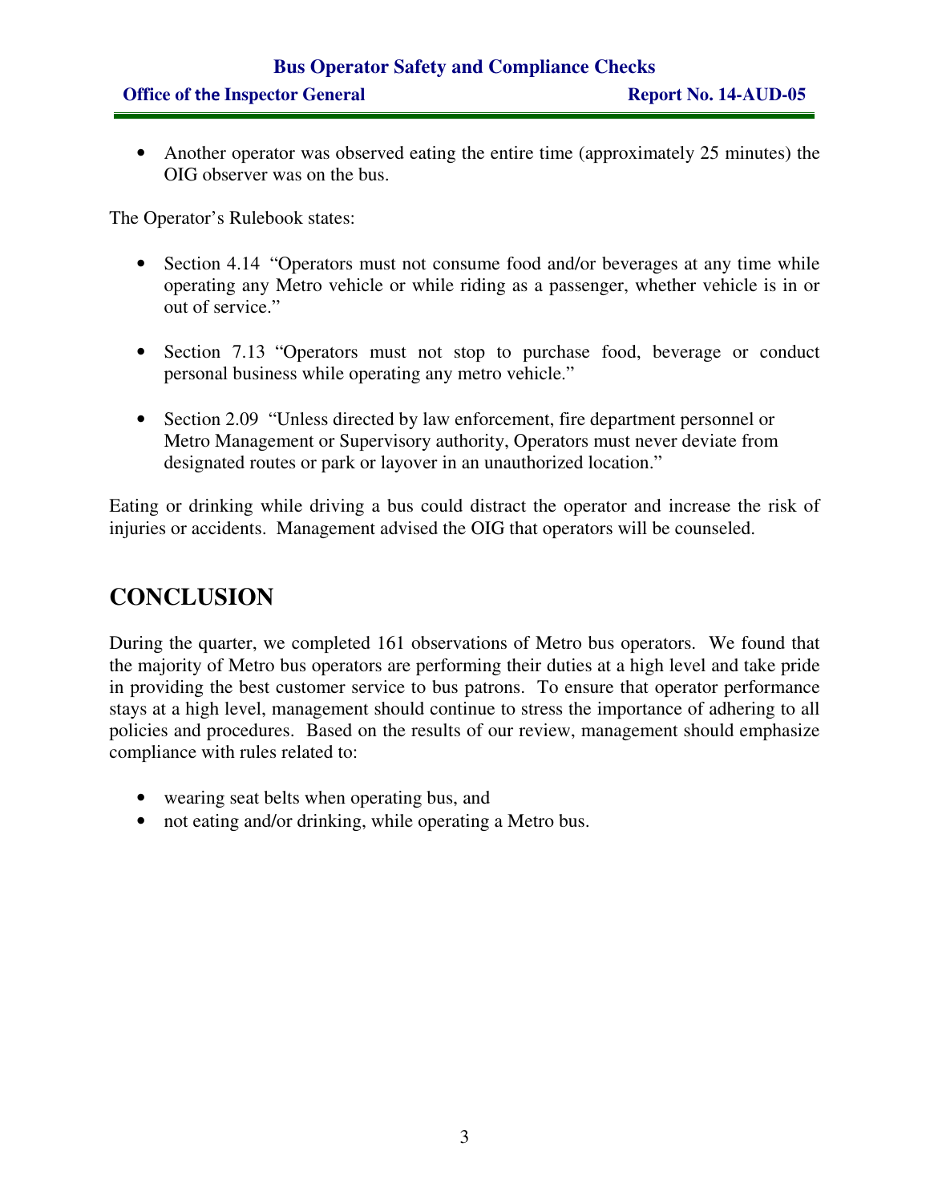- Another operator was observed eating the entire time (approximately 25 minutes) the OIG observer was on the bus.

The Operator's Rulebook states:

- Section 4.14 "Operators must not consume food and/or beverages at any time while operating any Metro vehicle or while riding as a passenger, whether vehicle is in or out of service."

- Section 7.13 "Operators must not stop to purchase food, beverage or conduct personal business while operating any metro vehicle."

- Section 2.09 "Unless directed by law enforcement, fire department personnel or Metro Management or Supervisory authority, Operators must never deviate from designated routes or park or layover in an unauthorized location."

Eating or drinking while driving a bus could distract the operator and increase the risk of injuries or accidents. Management advised the OIG that operators will be counseled.

# CONCLUSION

During the quarter, we completed 161 observations of Metro bus operators. We found that the majority of Metro bus operators are performing their duties at a high level and take pride in providing the best customer service to bus patrons. To ensure that operator performance stays at a high level, management should continue to stress the importance of adhering to all policies and procedures. Based on the results of our review, management should emphasize compliance with rules related to:

- wearing seat belts when operating bus, and
- not eating and/or drinking, while operating a Metro bus.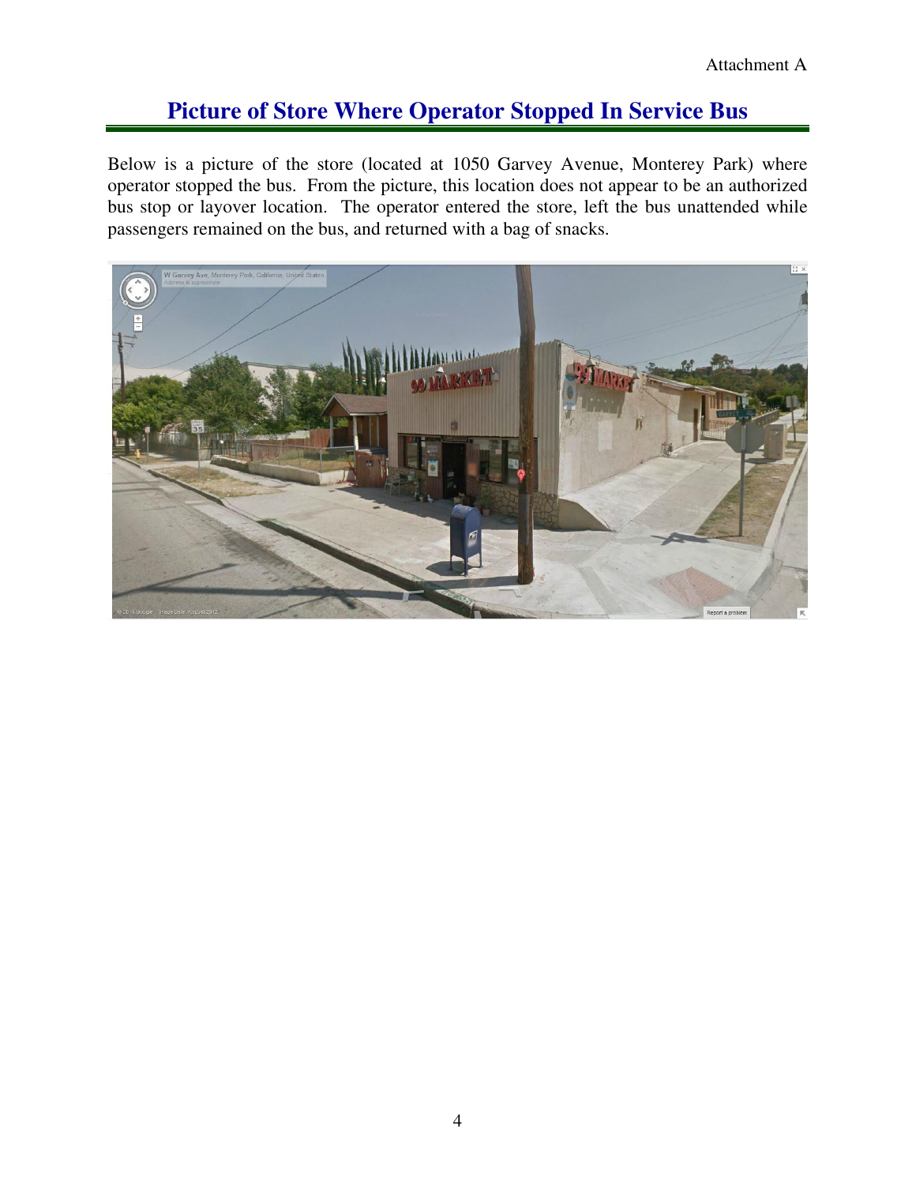Attachment A

# Picture of Store Where Operator Stopped In Service Bus

Below is a picture of the store (located at 1050 Garvey Avenue, Monterey Park) where operator stopped the bus. From the picture, this location does not appear to be an authorized bus stop or layover location. The operator entered the store, left the bus unattended while passengers remained on the bus, and returned with a bag of snacks.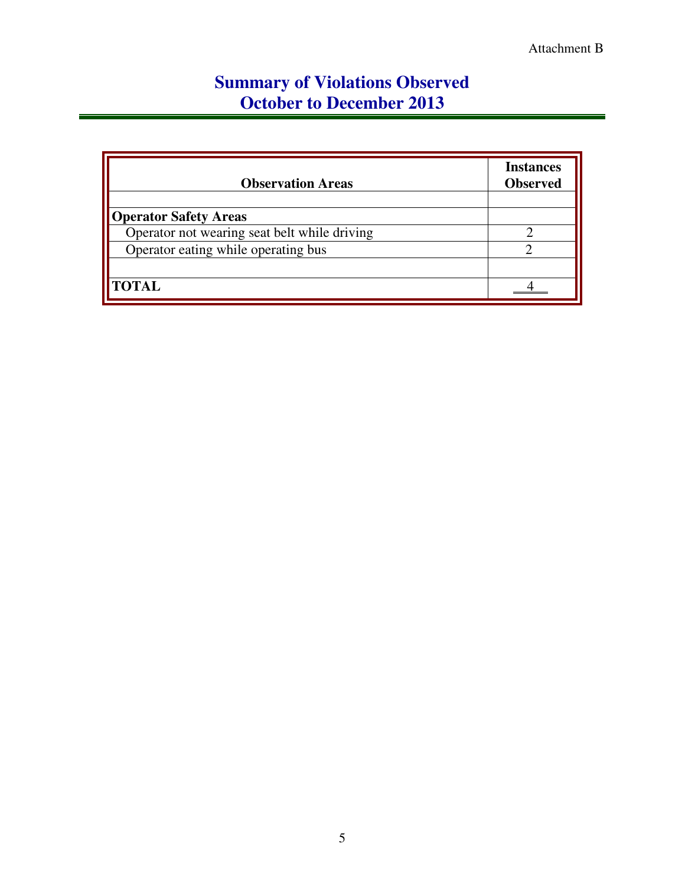Attachment B

# Summary of Violations Observed
# October to December 2013

| Observation Areas | Instances Observed |
|---|---|
| | |
| **Operator Safety Areas** | |
| Operator not wearing seat belt while driving | 2 |
| Operator eating while operating bus | 2 |
| | |
| **TOTAL** | 4 |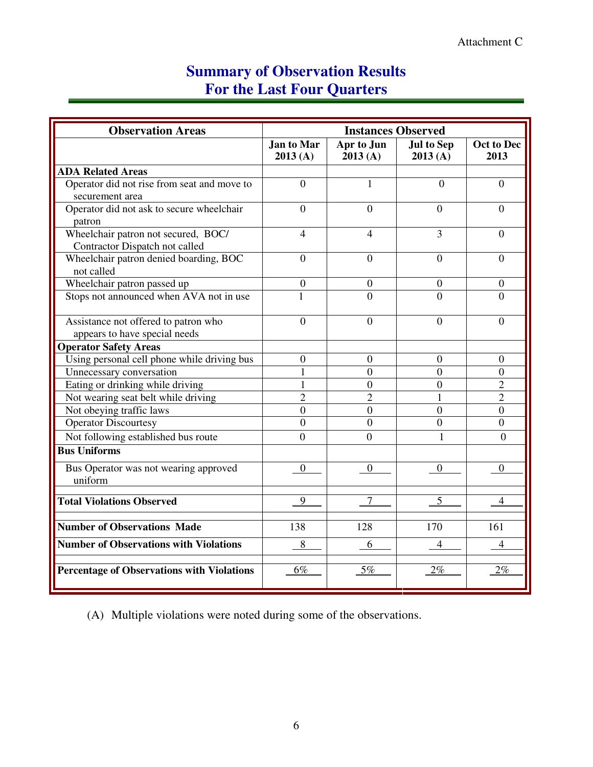Attachment C

# Summary of Observation Results
# For the Last Four Quarters

| Observation Areas | Instances Observed | | | |
|---|---|---|---|---|
| | Jan to Mar 2013 (A) | Apr to Jun 2013 (A) | Jul to Sep 2013 (A) | Oct to Dec 2013 |
| **ADA Related Areas** | | | | |
| Operator did not rise from seat and move to securement area | 0 | 1 | 0 | 0 |
| Operator did not ask to secure wheelchair patron | 0 | 0 | 0 | 0 |
| Wheelchair patron not secured, BOC/ Contractor Dispatch not called | 4 | 4 | 3 | 0 |
| Wheelchair patron denied boarding, BOC not called | 0 | 0 | 0 | 0 |
| Wheelchair patron passed up | 0 | 0 | 0 | 0 |
| Stops not announced when AVA not in use | 1 | 0 | 0 | 0 |
| Assistance not offered to patron who appears to have special needs | 0 | 0 | 0 | 0 |
| **Operator Safety Areas** | | | | |
| Using personal cell phone while driving bus | 0 | 0 | 0 | 0 |
| Unnecessary conversation | 1 | 0 | 0 | 0 |
| Eating or drinking while driving | 1 | 0 | 0 | 2 |
| Not wearing seat belt while driving | 2 | 2 | 1 | 2 |
| Not obeying traffic laws | 0 | 0 | 0 | 0 |
| Operator Discourtesy | 0 | 0 | 0 | 0 |
| Not following established bus route | 0 | 0 | 1 | 0 |
| **Bus Uniforms** | | | | |
| Bus Operator was not wearing approved uniform | 0 | 0 | 0 | 0 |
| **Total Violations Observed** | 9 | 7 | 5 | 4 |
| **Number of Observations Made** | 138 | 128 | 170 | 161 |
| **Number of Observations with Violations** | 8 | 6 | 4 | 4 |
| **Percentage of Observations with Violations** | 6% | 5% | 2% | 2% |

(A) Multiple violations were noted during some of the observations.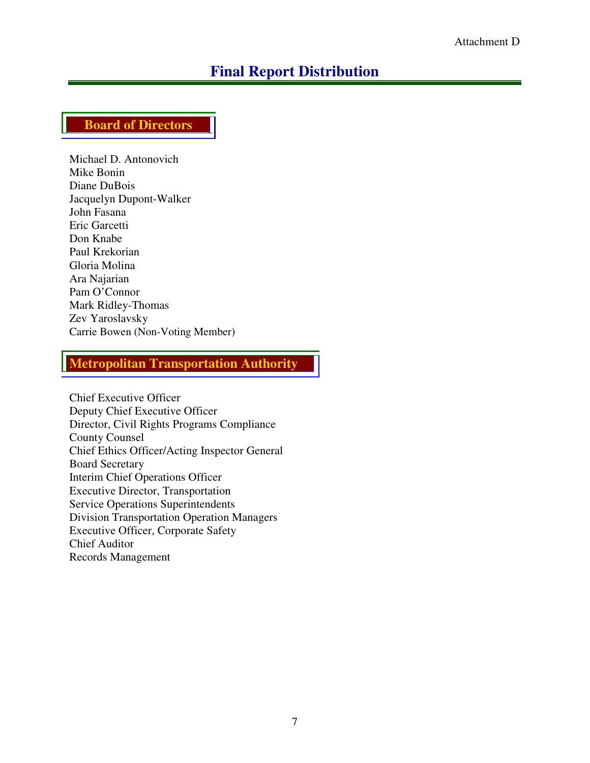Attachment D

# Final Report Distribution

## Board of Directors

Michael D. Antonovich
Mike Bonin
Diane DuBois
Jacquelyn Dupont-Walker
John Fasana
Eric Garcetti
Don Knabe
Paul Krekorian
Gloria Molina
Ara Najarian
Pam O'Connor
Mark Ridley-Thomas
Zev Yaroslavsky
Carrie Bowen (Non-Voting Member)

## Metropolitan Transportation Authority

Chief Executive Officer
Deputy Chief Executive Officer
Director, Civil Rights Programs Compliance
County Counsel
Chief Ethics Officer/Acting Inspector General
Board Secretary
Interim Chief Operations Officer
Executive Director, Transportation
Service Operations Superintendents
Division Transportation Operation Managers
Executive Officer, Corporate Safety
Chief Auditor
Records Management